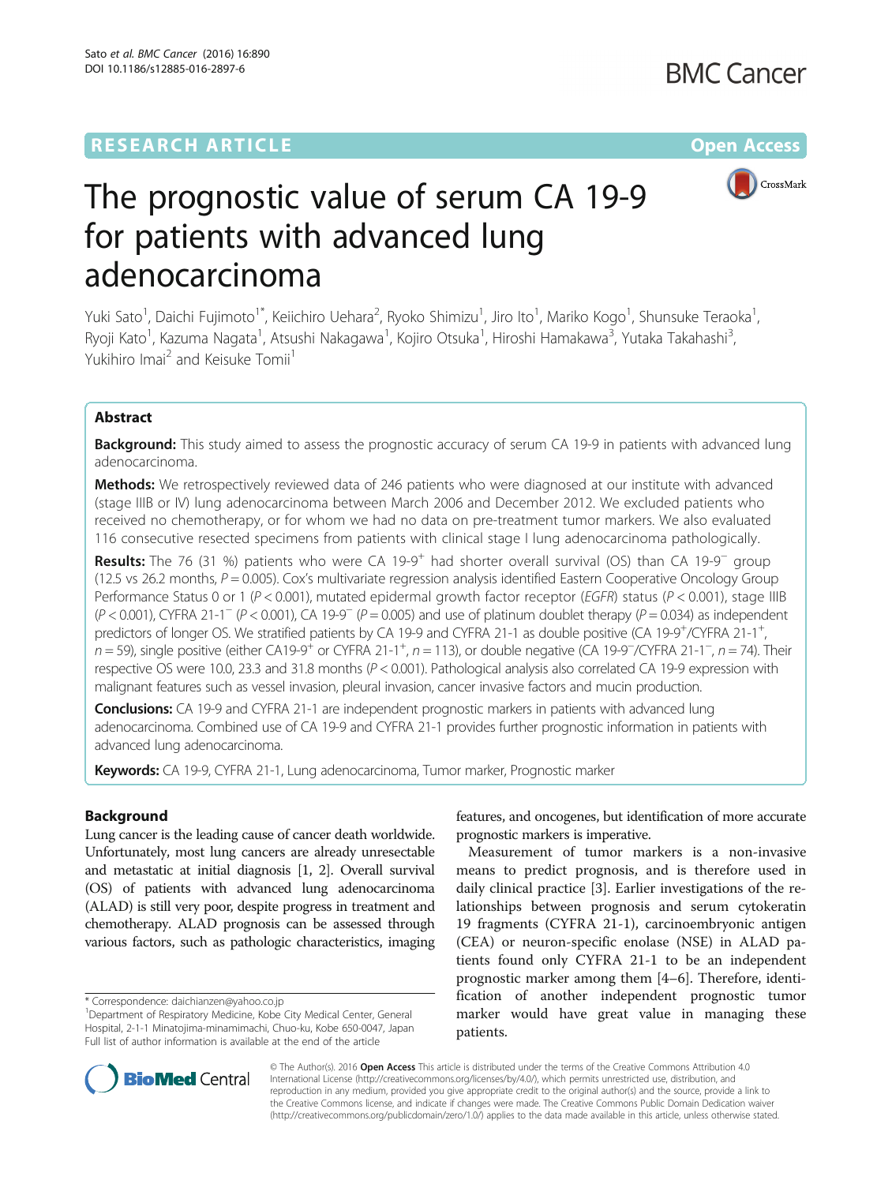RESEARCH ARTICLE

Open Access

# The prognostic value of serum CA 19-9 for patients with advanced lung adenocarcinoma

Yuki Sato[1], Daichi Fujimoto[1*], Keiichiro Uehara[2], Ryoko Shimizu[1], Jiro Ito[1], Mariko Kogo[1], Shunsuke Teraoka[1], Ryoji Kato[1], Kazuma Nagata[1], Atsushi Nakagawa[1], Kojiro Otsuka[1], Hiroshi Hamakawa[3], Yutaka Takahashi[3], Yukihiro Imai[2] and Keisuke Tomii[1]

## Abstract

**Background:** This study aimed to assess the prognostic accuracy of serum CA 19-9 in patients with advanced lung adenocarcinoma.

**Methods:** We retrospectively reviewed data of 246 patients who were diagnosed at our institute with advanced (stage IIIB or IV) lung adenocarcinoma between March 2006 and December 2012. We excluded patients who received no chemotherapy, or for whom we had no data on pre-treatment tumor markers. We also evaluated 116 consecutive resected specimens from patients with clinical stage I lung adenocarcinoma pathologically.

**Results:** The 76 (31 %) patients who were CA 19-9$^+$ had shorter overall survival (OS) than CA 19-9$^-$ group (12.5 vs 26.2 months, $P = 0.005$). Cox's multivariate regression analysis identified Eastern Cooperative Oncology Group Performance Status 0 or 1 ($P < 0.001$), mutated epidermal growth factor receptor (*EGFR*) status ($P < 0.001$), stage IIIB ($P < 0.001$), CYFRA 21-1$^-$ ($P < 0.001$), CA 19-9$^-$ ($P = 0.005$) and use of platinum doublet therapy ($P = 0.034$) as independent predictors of longer OS. We stratified patients by CA 19-9 and CYFRA 21-1 as double positive (CA 19-9$^+$/CYFRA 21-1$^+$, $n = 59$), single positive (either CA19-9$^+$ or CYFRA 21-1$^+$, $n = 113$), or double negative (CA 19-9$^-$/CYFRA 21-1$^-$, $n = 74$). Their respective OS were 10.0, 23.3 and 31.8 months ($P < 0.001$). Pathological analysis also correlated CA 19-9 expression with malignant features such as vessel invasion, pleural invasion, cancer invasive factors and mucin production.

**Conclusions:** CA 19-9 and CYFRA 21-1 are independent prognostic markers in patients with advanced lung adenocarcinoma. Combined use of CA 19-9 and CYFRA 21-1 provides further prognostic information in patients with advanced lung adenocarcinoma.

**Keywords:** CA 19-9, CYFRA 21-1, Lung adenocarcinoma, Tumor marker, Prognostic marker

## Background

Lung cancer is the leading cause of cancer death worldwide. Unfortunately, most lung cancers are already unresectable and metastatic at initial diagnosis [1, 2]. Overall survival (OS) of patients with advanced lung adenocarcinoma (ALAD) is still very poor, despite progress in treatment and chemotherapy. ALAD prognosis can be assessed through various factors, such as pathologic characteristics, imaging features, and oncogenes, but identification of more accurate prognostic markers is imperative.

Measurement of tumor markers is a non-invasive means to predict prognosis, and is therefore used in daily clinical practice [3]. Earlier investigations of the relationships between prognosis and serum cytokeratin 19 fragments (CYFRA 21-1), carcinoembryonic antigen (CEA) or neuron-specific enolase (NSE) in ALAD patients found only CYFRA 21-1 to be an independent prognostic marker among them [4–6]. Therefore, identification of another independent prognostic tumor marker would have great value in managing these patients.

\* Correspondence: daichianzen@yahoo.co.jp
[1]Department of Respiratory Medicine, Kobe City Medical Center, General Hospital, 2-1-1 Minatojima-minamimachi, Chuo-ku, Kobe 650-0047, Japan
Full list of author information is available at the end of the article

© The Author(s). 2016 **Open Access** This article is distributed under the terms of the Creative Commons Attribution 4.0 International License (http://creativecommons.org/licenses/by/4.0/), which permits unrestricted use, distribution, and reproduction in any medium, provided you give appropriate credit to the original author(s) and the source, provide a link to the Creative Commons license, and indicate if changes were made. The Creative Commons Public Domain Dedication waiver (http://creativecommons.org/publicdomain/zero/1.0/) applies to the data made available in this article, unless otherwise stated.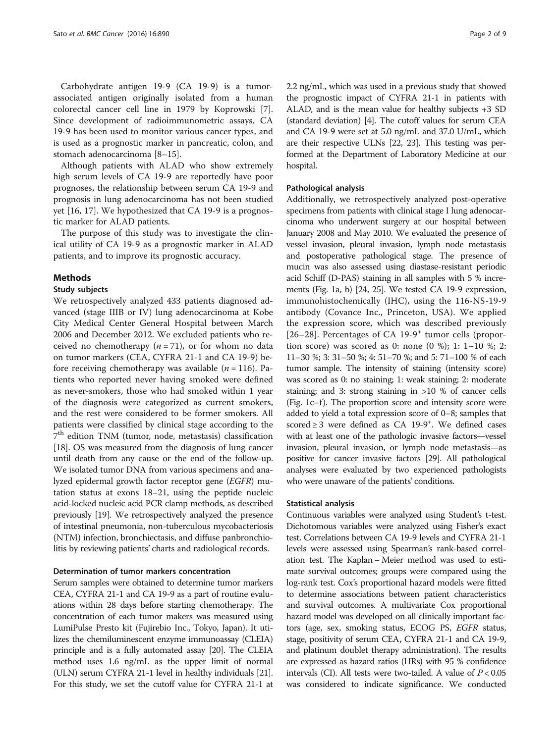Carbohydrate antigen 19-9 (CA 19-9) is a tumor-associated antigen originally isolated from a human colorectal cancer cell line in 1979 by Koprowski [7]. Since development of radioimmunometric assays, CA 19-9 has been used to monitor various cancer types, and is used as a prognostic marker in pancreatic, colon, and stomach adenocarcinoma [8–15].

Although patients with ALAD who show extremely high serum levels of CA 19-9 are reportedly have poor prognoses, the relationship between serum CA 19-9 and prognosis in lung adenocarcinoma has not been studied yet [16, 17]. We hypothesized that CA 19-9 is a prognostic marker for ALAD patients.

The purpose of this study was to investigate the clinical utility of CA 19-9 as a prognostic marker in ALAD patients, and to improve its prognostic accuracy.

## Methods

### Study subjects

We retrospectively analyzed 433 patients diagnosed advanced (stage IIIB or IV) lung adenocarcinoma at Kobe City Medical Center General Hospital between March 2006 and December 2012. We excluded patients who received no chemotherapy ($n = 71$), or for whom no data on tumor markers (CEA, CYFRA 21-1 and CA 19-9) before receiving chemotherapy was available ($n = 116$). Patients who reported never having smoked were defined as never-smokers, those who had smoked within 1 year of the diagnosis were categorized as current smokers, and the rest were considered to be former smokers. All patients were classified by clinical stage according to the 7th edition TNM (tumor, node, metastasis) classification [18]. OS was measured from the diagnosis of lung cancer until death from any cause or the end of the follow-up. We isolated tumor DNA from various specimens and analyzed epidermal growth factor receptor gene (*EGFR*) mutation status at exons 18–21, using the peptide nucleic acid-locked nucleic acid PCR clamp methods, as described previously [19]. We retrospectively analyzed the presence of intestinal pneumonia, non-tuberculous mycobacteriosis (NTM) infection, bronchiectasis, and diffuse panbronchiolitis by reviewing patients' charts and radiological records.

#### Determination of tumor markers concentration

Serum samples were obtained to determine tumor markers CEA, CYFRA 21-1 and CA 19-9 as a part of routine evaluations within 28 days before starting chemotherapy. The concentration of each tumor makers was measured using LumiPulse Presto kit (Fujirebio Inc., Tokyo, Japan). It utilizes the chemiluminescent enzyme immunoassay (CLEIA) principle and is a fully automated assay [20]. The CLEIA method uses 1.6 ng/mL as the upper limit of normal (ULN) serum CYFRA 21-1 level in healthy individuals [21]. For this study, we set the cutoff value for CYFRA 21-1 at 2.2 ng/mL, which was used in a previous study that showed the prognostic impact of CYFRA 21-1 in patients with ALAD, and is the mean value for healthy subjects +3 SD (standard deviation) [4]. The cutoff values for serum CEA and CA 19-9 were set at 5.0 ng/mL and 37.0 U/mL, which are their respective ULNs [22, 23]. This testing was performed at the Department of Laboratory Medicine at our hospital.

#### Pathological analysis

Additionally, we retrospectively analyzed post-operative specimens from patients with clinical stage I lung adenocarcinoma who underwent surgery at our hospital between January 2008 and May 2010. We evaluated the presence of vessel invasion, pleural invasion, lymph node metastasis and postoperative pathological stage. The presence of mucin was also assessed using diastase-resistant periodic acid Schiff (D-PAS) staining in all samples with 5 % increments (Fig. 1a, b) [24, 25]. We tested CA 19-9 expression, immunohistochemically (IHC), using the 116-NS-19-9 antibody (Covance Inc., Princeton, USA). We applied the expression score, which was described previously [26–28]. Percentages of CA 19-9+ tumor cells (proportion score) was scored as 0: none (0 %); 1: 1–10 %; 2: 11–30 %; 3: 31–50 %; 4: 51–70 %; and 5: 71–100 % of each tumor sample. The intensity of staining (intensity score) was scored as 0: no staining; 1: weak staining; 2: moderate staining; and 3: strong staining in >10 % of cancer cells (Fig. 1c–f). The proportion score and intensity score were added to yield a total expression score of 0–8; samples that scored ≥ 3 were defined as CA 19-9+. We defined cases with at least one of the pathologic invasive factors—vessel invasion, pleural invasion, or lymph node metastasis—as positive for cancer invasive factors [29]. All pathological analyses were evaluated by two experienced pathologists who were unaware of the patients' conditions.

#### Statistical analysis

Continuous variables were analyzed using Student's t-test. Dichotomous variables were analyzed using Fisher's exact test. Correlations between CA 19-9 levels and CYFRA 21-1 levels were assessed using Spearman's rank-based correlation test. The Kaplan – Meier method was used to estimate survival outcomes; groups were compared using the log-rank test. Cox's proportional hazard models were fitted to determine associations between patient characteristics and survival outcomes. A multivariate Cox proportional hazard model was developed on all clinically important factors (age, sex, smoking status, ECOG PS, *EGFR* status, stage, positivity of serum CEA, CYFRA 21-1 and CA 19-9, and platinum doublet therapy administration). The results are expressed as hazard ratios (HRs) with 95 % confidence intervals (CI). All tests were two-tailed. A value of $P < 0.05$ was considered to indicate significance. We conducted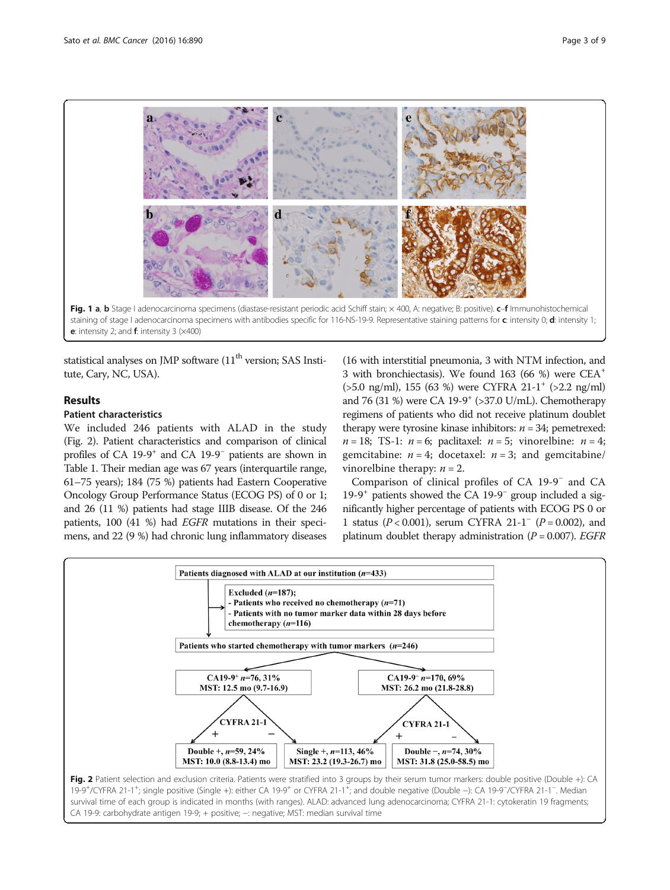**Fig. 1 a**, **b** Stage I adenocarcinoma specimens (diastase-resistant periodic acid Schiff stain; × 400, A: negative; B: positive). **c**–**f** Immunohistochemical staining of stage I adenocarcinoma specimens with antibodies specific for 116-NS-19-9. Representative staining patterns for **c**: intensity 0; **d**: intensity 1; **e**: intensity 2; and **f**: intensity 3 (×400)

statistical analyses on JMP software (11th version; SAS Institute, Cary, NC, USA).

## Results

### Patient characteristics

We included 246 patients with ALAD in the study (Fig. 2). Patient characteristics and comparison of clinical profiles of CA 19-9$^+$ and CA 19-9$^-$ patients are shown in Table 1. Their median age was 67 years (interquartile range, 61–75 years); 184 (75 %) patients had Eastern Cooperative Oncology Group Performance Status (ECOG PS) of 0 or 1; and 26 (11 %) patients had stage IIIB disease. Of the 246 patients, 100 (41 %) had *EGFR* mutations in their specimens, and 22 (9 %) had chronic lung inflammatory diseases (16 with interstitial pneumonia, 3 with NTM infection, and 3 with bronchiectasis). We found 163 (66 %) were CEA$^+$ (>5.0 ng/ml), 155 (63 %) were CYFRA 21-1$^+$ (>2.2 ng/ml) and 76 (31 %) were CA 19-9$^+$ (>37.0 U/mL). Chemotherapy regimens of patients who did not receive platinum doublet therapy were tyrosine kinase inhibitors: $n = 34$; pemetrexed: $n = 18$; TS-1: $n = 6$; paclitaxel: $n = 5$; vinorelbine: $n = 4$; gemcitabine: $n = 4$; docetaxel: $n = 3$; and gemcitabine/vinorelbine therapy: $n = 2$.

Comparison of clinical profiles of CA 19-9$^-$ and CA 19-9$^+$ patients showed the CA 19-9$^-$ group included a significantly higher percentage of patients with ECOG PS 0 or 1 status ($P < 0.001$), serum CYFRA 21-1$^-$ ($P = 0.002$), and platinum doublet therapy administration ($P = 0.007$). *EGFR*

Patients diagnosed with ALAD at our institution ($n$=433)

Excluded ($n$=187);
- Patients who received no chemotherapy ($n$=71)
- Patients with no tumor marker data within 28 days before chemotherapy ($n$=116)

Patients who started chemotherapy with tumor markers ($n$=246)

CA19-9$^+$ $n$=76, 31% MST: 12.5 mo (9.7-16.9)

CA19-9$^-$ $n$=170, 69% MST: 26.2 mo (21.8-28.8)

CYFRA 21-1 + −

Double +, $n$=59, 24% MST: 10.0 (8.8-13.4) mo

Single +, $n$=113, 46% MST: 23.2 (19.3-26.7) mo

Double −, $n$=74, 30% MST: 31.8 (25.0-58.5) mo

**Fig. 2** Patient selection and exclusion criteria. Patients were stratified into 3 groups by their serum tumor markers: double positive (Double +): CA 19-9$^+$/CYFRA 21-1$^+$; single positive (Single +): either CA 19-9$^+$ or CYFRA 21-1$^+$; and double negative (Double −): CA 19-9$^-$/CYFRA 21-1$^-$. Median survival time of each group is indicated in months (with ranges). ALAD: advanced lung adenocarcinoma; CYFRA 21-1: cytokeratin 19 fragments; CA 19-9: carbohydrate antigen 19-9; + positive; −: negative; MST: median survival time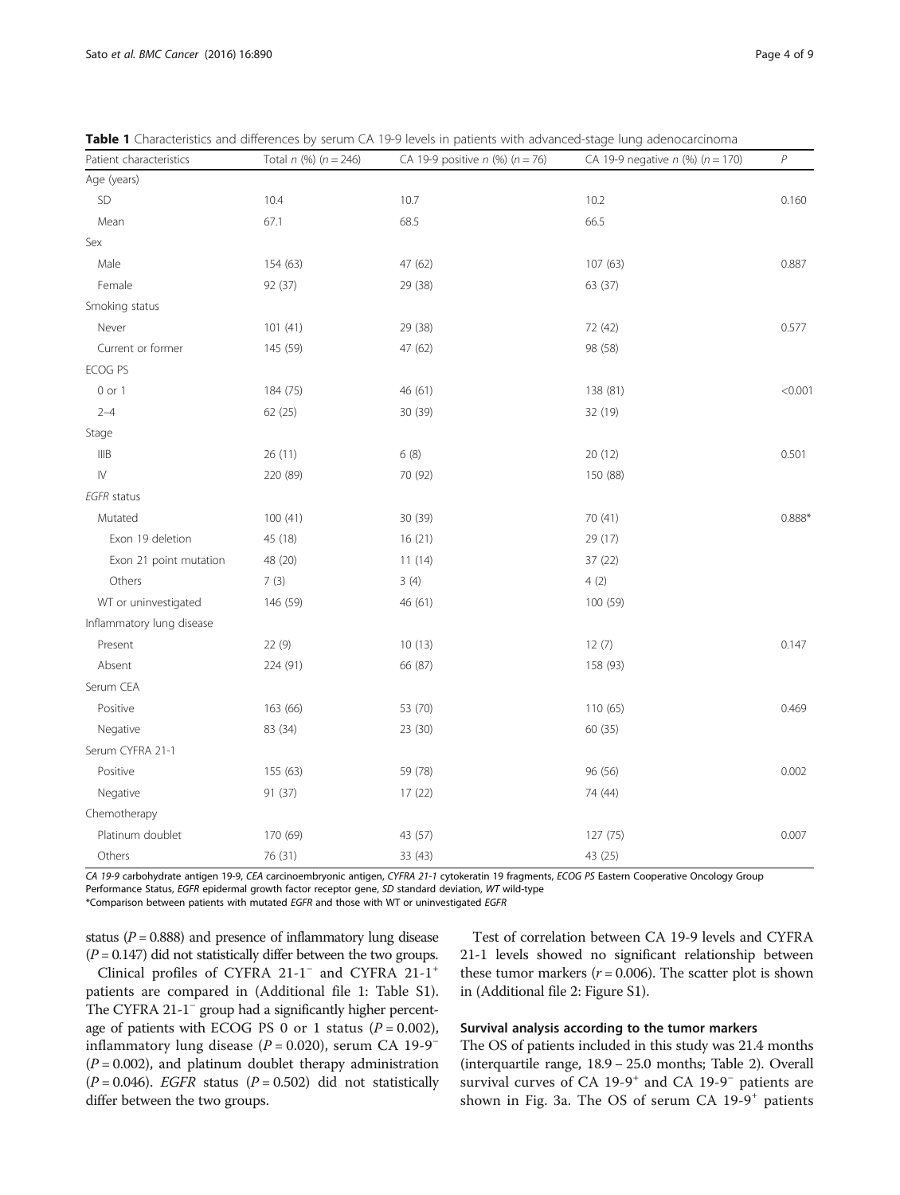**Table 1** Characteristics and differences by serum CA 19-9 levels in patients with advanced-stage lung adenocarcinoma

| Patient characteristics | Total *n* (%) (*n* = 246) | CA 19-9 positive *n* (%) (*n* = 76) | CA 19-9 negative *n* (%) (*n* = 170) | *P* |
|---|---|---|---|---|
| Age (years) | | | | |
| SD | 10.4 | 10.7 | 10.2 | 0.160 |
| Mean | 67.1 | 68.5 | 66.5 | |
| Sex | | | | |
| Male | 154 (63) | 47 (62) | 107 (63) | 0.887 |
| Female | 92 (37) | 29 (38) | 63 (37) | |
| Smoking status | | | | |
| Never | 101 (41) | 29 (38) | 72 (42) | 0.577 |
| Current or former | 145 (59) | 47 (62) | 98 (58) | |
| ECOG PS | | | | |
| 0 or 1 | 184 (75) | 46 (61) | 138 (81) | <0.001 |
| 2–4 | 62 (25) | 30 (39) | 32 (19) | |
| Stage | | | | |
| IIIB | 26 (11) | 6 (8) | 20 (12) | 0.501 |
| IV | 220 (89) | 70 (92) | 150 (88) | |
| *EGFR* status | | | | |
| Mutated | 100 (41) | 30 (39) | 70 (41) | 0.888* |
| Exon 19 deletion | 45 (18) | 16 (21) | 29 (17) | |
| Exon 21 point mutation | 48 (20) | 11 (14) | 37 (22) | |
| Others | 7 (3) | 3 (4) | 4 (2) | |
| WT or uninvestigated | 146 (59) | 46 (61) | 100 (59) | |
| Inflammatory lung disease | | | | |
| Present | 22 (9) | 10 (13) | 12 (7) | 0.147 |
| Absent | 224 (91) | 66 (87) | 158 (93) | |
| Serum CEA | | | | |
| Positive | 163 (66) | 53 (70) | 110 (65) | 0.469 |
| Negative | 83 (34) | 23 (30) | 60 (35) | |
| Serum CYFRA 21-1 | | | | |
| Positive | 155 (63) | 59 (78) | 96 (56) | 0.002 |
| Negative | 91 (37) | 17 (22) | 74 (44) | |
| Chemotherapy | | | | |
| Platinum doublet | 170 (69) | 43 (57) | 127 (75) | 0.007 |
| Others | 76 (31) | 33 (43) | 43 (25) | |

*CA 19-9* carbohydrate antigen 19-9, *CEA* carcinoembryonic antigen, *CYFRA 21-1* cytokeratin 19 fragments, *ECOG PS* Eastern Cooperative Oncology Group Performance Status, *EGFR* epidermal growth factor receptor gene, *SD* standard deviation, *WT* wild-type
*Comparison between patients with mutated *EGFR* and those with WT or uninvestigated *EGFR*

status ($P = 0.888$) and presence of inflammatory lung disease ($P = 0.147$) did not statistically differ between the two groups.

Clinical profiles of CYFRA 21-1$^-$ and CYFRA 21-1$^+$ patients are compared in (Additional file 1: Table S1). The CYFRA 21-1$^-$ group had a significantly higher percentage of patients with ECOG PS 0 or 1 status ($P = 0.002$), inflammatory lung disease ($P = 0.020$), serum CA 19-9$^-$ ($P = 0.002$), and platinum doublet therapy administration ($P = 0.046$). *EGFR* status ($P = 0.502$) did not statistically differ between the two groups.

Test of correlation between CA 19-9 levels and CYFRA 21-1 levels showed no significant relationship between these tumor markers ($r = 0.006$). The scatter plot is shown in (Additional file 2: Figure S1).

### Survival analysis according to the tumor markers

The OS of patients included in this study was 21.4 months (interquartile range, 18.9 – 25.0 months; Table 2). Overall survival curves of CA 19-9$^+$ and CA 19-9$^-$ patients are shown in Fig. 3a. The OS of serum CA 19-9$^+$ patients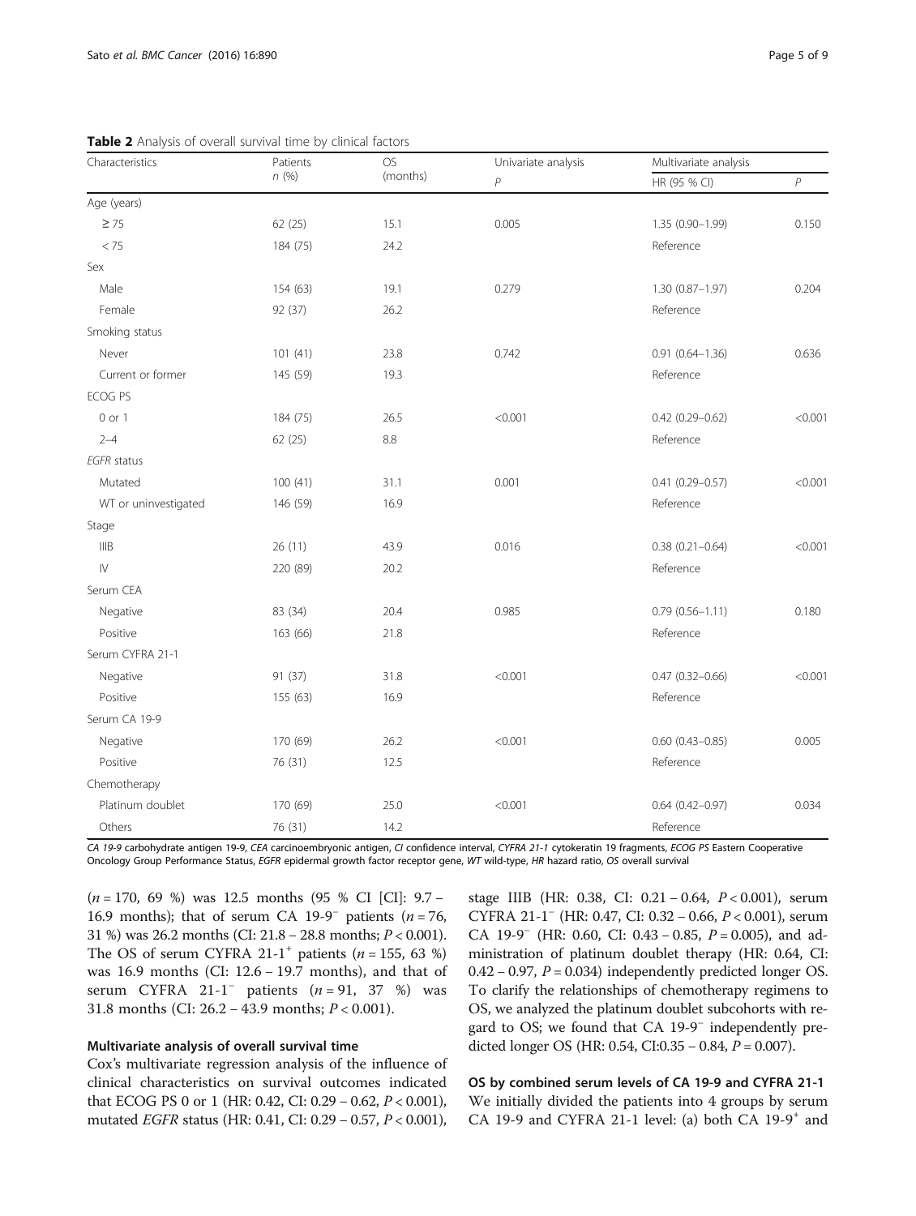**Table 2** Analysis of overall survival time by clinical factors

| Characteristics | Patients n (%) | OS (months) | Univariate analysis | Multivariate analysis | |
|---|---|---|---|---|---|
| | | | *P* | HR (95 % CI) | *P* |
| Age (years) | | | | | |
| ≥ 75 | 62 (25) | 15.1 | 0.005 | 1.35 (0.90–1.99) | 0.150 |
| < 75 | 184 (75) | 24.2 | | Reference | |
| Sex | | | | | |
| Male | 154 (63) | 19.1 | 0.279 | 1.30 (0.87–1.97) | 0.204 |
| Female | 92 (37) | 26.2 | | Reference | |
| Smoking status | | | | | |
| Never | 101 (41) | 23.8 | 0.742 | 0.91 (0.64–1.36) | 0.636 |
| Current or former | 145 (59) | 19.3 | | Reference | |
| ECOG PS | | | | | |
| 0 or 1 | 184 (75) | 26.5 | <0.001 | 0.42 (0.29–0.62) | <0.001 |
| 2–4 | 62 (25) | 8.8 | | Reference | |
| *EGFR* status | | | | | |
| Mutated | 100 (41) | 31.1 | 0.001 | 0.41 (0.29–0.57) | <0.001 |
| WT or uninvestigated | 146 (59) | 16.9 | | Reference | |
| Stage | | | | | |
| IIIB | 26 (11) | 43.9 | 0.016 | 0.38 (0.21–0.64) | <0.001 |
| IV | 220 (89) | 20.2 | | Reference | |
| Serum CEA | | | | | |
| Negative | 83 (34) | 20.4 | 0.985 | 0.79 (0.56–1.11) | 0.180 |
| Positive | 163 (66) | 21.8 | | Reference | |
| Serum CYFRA 21-1 | | | | | |
| Negative | 91 (37) | 31.8 | <0.001 | 0.47 (0.32–0.66) | <0.001 |
| Positive | 155 (63) | 16.9 | | Reference | |
| Serum CA 19-9 | | | | | |
| Negative | 170 (69) | 26.2 | <0.001 | 0.60 (0.43–0.85) | 0.005 |
| Positive | 76 (31) | 12.5 | | Reference | |
| Chemotherapy | | | | | |
| Platinum doublet | 170 (69) | 25.0 | <0.001 | 0.64 (0.42–0.97) | 0.034 |
| Others | 76 (31) | 14.2 | | Reference | |

*CA 19-9* carbohydrate antigen 19-9, *CEA* carcinoembryonic antigen, *CI* confidence interval, *CYFRA 21-1* cytokeratin 19 fragments, *ECOG PS* Eastern Cooperative Oncology Group Performance Status, *EGFR* epidermal growth factor receptor gene, *WT* wild-type, *HR* hazard ratio, *OS* overall survival

($n = 170$, 69 %) was 12.5 months (95 % CI [CI]: 9.7 – 16.9 months); that of serum CA 19-9$^-$ patients ($n = 76$, 31 %) was 26.2 months (CI: 21.8 – 28.8 months; $P < 0.001$). The OS of serum CYFRA 21-1$^+$ patients ($n = 155$, 63 %) was 16.9 months (CI: 12.6 – 19.7 months), and that of serum CYFRA 21-1$^-$ patients ($n = 91$, 37 %) was 31.8 months (CI: 26.2 – 43.9 months; $P < 0.001$).

### Multivariate analysis of overall survival time

Cox's multivariate regression analysis of the influence of clinical characteristics on survival outcomes indicated that ECOG PS 0 or 1 (HR: 0.42, CI: 0.29 – 0.62, $P < 0.001$), mutated *EGFR* status (HR: 0.41, CI: 0.29 – 0.57, $P < 0.001$), stage IIIB (HR: 0.38, CI: 0.21 – 0.64, $P < 0.001$), serum CYFRA 21-1$^-$ (HR: 0.47, CI: 0.32 – 0.66, $P < 0.001$), serum CA 19-9$^-$ (HR: 0.60, CI: 0.43 – 0.85, $P = 0.005$), and administration of platinum doublet therapy (HR: 0.64, CI: 0.42 – 0.97, $P = 0.034$) independently predicted longer OS. To clarify the relationships of chemotherapy regimens to OS, we analyzed the platinum doublet subcohorts with regard to OS; we found that CA 19-9$^-$ independently predicted longer OS (HR: 0.54, CI:0.35 – 0.84, $P = 0.007$).

### OS by combined serum levels of CA 19-9 and CYFRA 21-1

We initially divided the patients into 4 groups by serum CA 19-9 and CYFRA 21-1 level: (a) both CA 19-9$^+$ and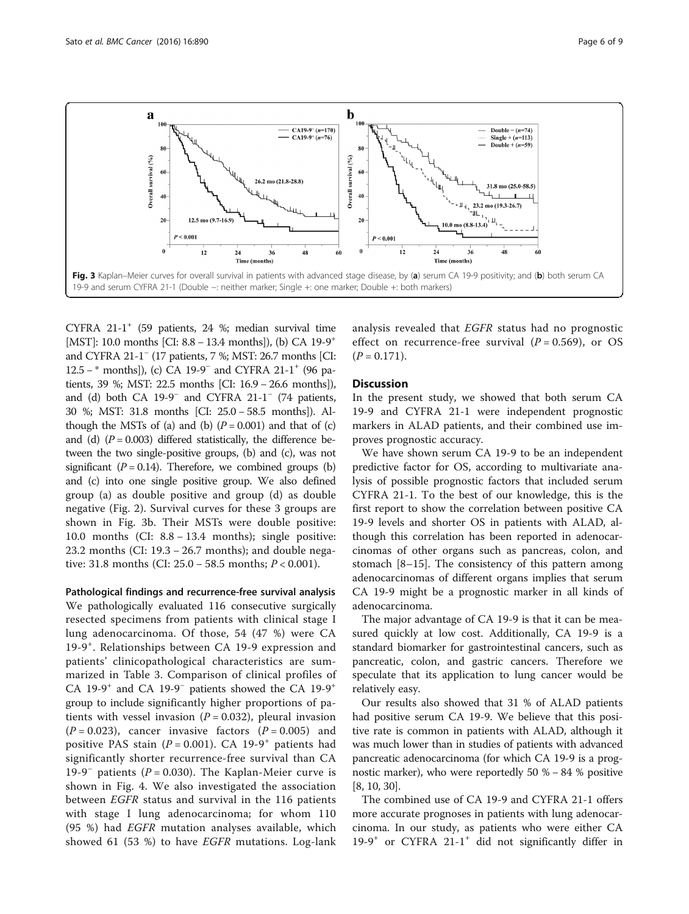Fig. 3 Kaplan–Meier curves for overall survival in patients with advanced stage disease, by (**a**) serum CA 19-9 positivity; and (**b**) both serum CA 19-9 and serum CYFRA 21-1 (Double −: neither marker; Single +: one marker; Double +: both markers)

CYFRA 21-1$^+$ (59 patients, 24 %; median survival time [MST]: 10.0 months [CI: 8.8 – 13.4 months]), (b) CA 19-9$^+$ and CYFRA 21-1$^-$ (17 patients, 7 %; MST: 26.7 months [CI: 12.5 – * months]), (c) CA 19-9$^-$ and CYFRA 21-1$^+$ (96 patients, 39 %; MST: 22.5 months [CI: 16.9 – 26.6 months]), and (d) both CA 19-9$^-$ and CYFRA 21-1$^-$ (74 patients, 30 %; MST: 31.8 months [CI: 25.0 – 58.5 months]). Although the MSTs of (a) and (b) ($P = 0.001$) and that of (c) and (d) ($P = 0.003$) differed statistically, the difference between the two single-positive groups, (b) and (c), was not significant ($P = 0.14$). Therefore, we combined groups (b) and (c) into one single positive group. We also defined group (a) as double positive and group (d) as double negative (Fig. 2). Survival curves for these 3 groups are shown in Fig. 3b. Their MSTs were double positive: 10.0 months (CI: 8.8 – 13.4 months); single positive: 23.2 months (CI: 19.3 – 26.7 months); and double negative: 31.8 months (CI: 25.0 – 58.5 months; $P < 0.001$).

**Pathological findings and recurrence-free survival analysis**

We pathologically evaluated 116 consecutive surgically resected specimens from patients with clinical stage I lung adenocarcinoma. Of those, 54 (47 %) were CA 19-9$^+$. Relationships between CA 19-9 expression and patients' clinicopathological characteristics are summarized in Table 3. Comparison of clinical profiles of CA 19-9$^+$ and CA 19-9$^-$ patients showed the CA 19-9$^+$ group to include significantly higher proportions of patients with vessel invasion ($P = 0.032$), pleural invasion ($P = 0.023$), cancer invasive factors ($P = 0.005$) and positive PAS stain ($P = 0.001$). CA 19-9$^+$ patients had significantly shorter recurrence-free survival than CA 19-9$^-$ patients ($P = 0.030$). The Kaplan-Meier curve is shown in Fig. 4. We also investigated the association between *EGFR* status and survival in the 116 patients with stage I lung adenocarcinoma; for whom 110 (95 %) had *EGFR* mutation analyses available, which showed 61 (53 %) to have *EGFR* mutations. Log-lank analysis revealed that *EGFR* status had no prognostic effect on recurrence-free survival ($P = 0.569$), or OS ($P = 0.171$).

## Discussion

In the present study, we showed that both serum CA 19-9 and CYFRA 21-1 were independent prognostic markers in ALAD patients, and their combined use improves prognostic accuracy.

We have shown serum CA 19-9 to be an independent predictive factor for OS, according to multivariate analysis of possible prognostic factors that included serum CYFRA 21-1. To the best of our knowledge, this is the first report to show the correlation between positive CA 19-9 levels and shorter OS in patients with ALAD, although this correlation has been reported in adenocarcinomas of other organs such as pancreas, colon, and stomach [8–15]. The consistency of this pattern among adenocarcinomas of different organs implies that serum CA 19-9 might be a prognostic marker in all kinds of adenocarcinoma.

The major advantage of CA 19-9 is that it can be measured quickly at low cost. Additionally, CA 19-9 is a standard biomarker for gastrointestinal cancers, such as pancreatic, colon, and gastric cancers. Therefore we speculate that its application to lung cancer would be relatively easy.

Our results also showed that 31 % of ALAD patients had positive serum CA 19-9. We believe that this positive rate is common in patients with ALAD, although it was much lower than in studies of patients with advanced pancreatic adenocarcinoma (for which CA 19-9 is a prognostic marker), who were reportedly 50 % – 84 % positive [8, 10, 30].

The combined use of CA 19-9 and CYFRA 21-1 offers more accurate prognoses in patients with lung adenocarcinoma. In our study, as patients who were either CA 19-9$^+$ or CYFRA 21-1$^+$ did not significantly differ in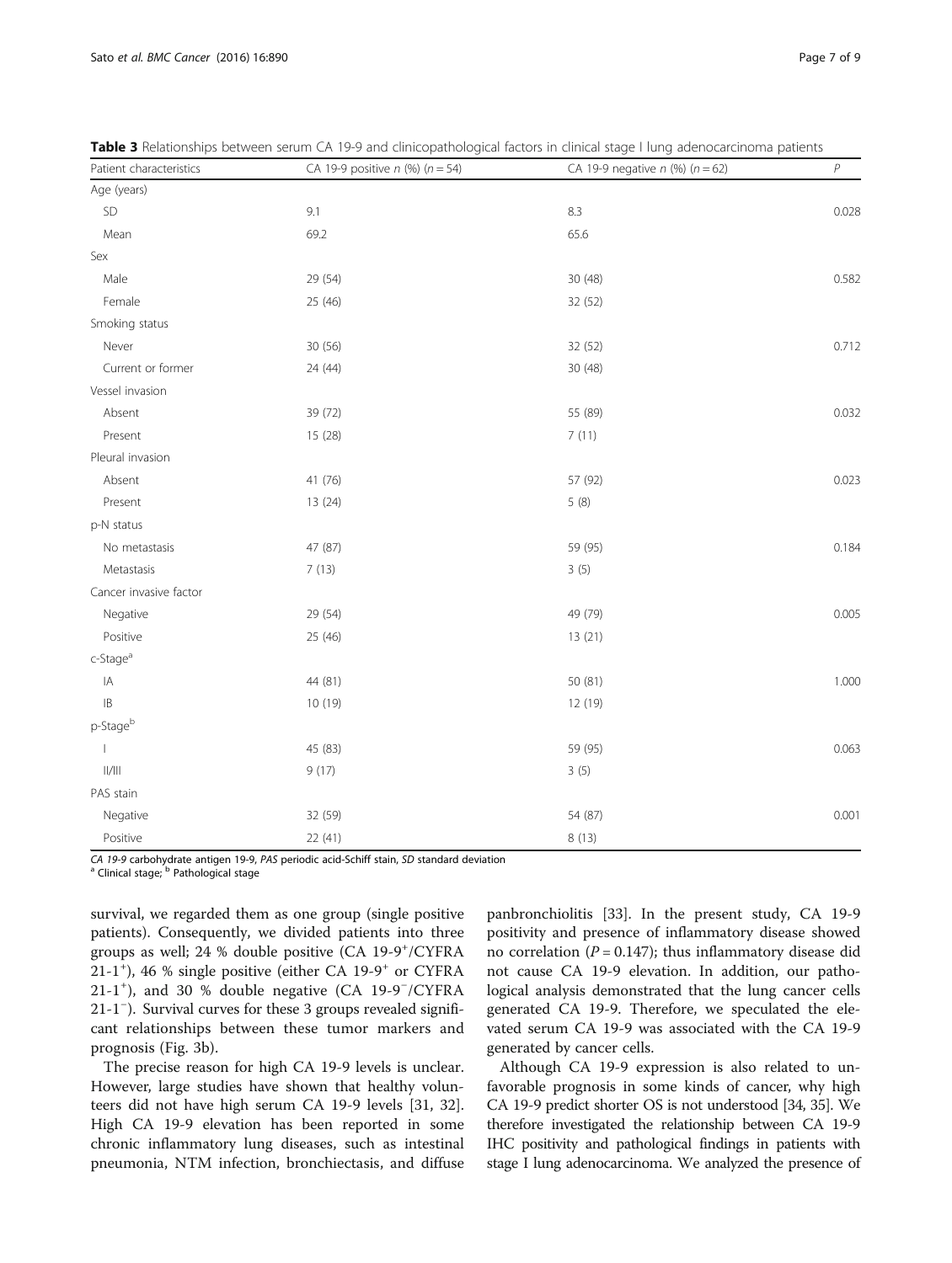**Table 3** Relationships between serum CA 19-9 and clinicopathological factors in clinical stage I lung adenocarcinoma patients

| Patient characteristics | CA 19-9 positive *n* (%) (*n* = 54) | CA 19-9 negative *n* (%) (*n* = 62) | *P* |
|---|---|---|---|
| Age (years) | | | |
| SD | 9.1 | 8.3 | 0.028 |
| Mean | 69.2 | 65.6 | |
| Sex | | | |
| Male | 29 (54) | 30 (48) | 0.582 |
| Female | 25 (46) | 32 (52) | |
| Smoking status | | | |
| Never | 30 (56) | 32 (52) | 0.712 |
| Current or former | 24 (44) | 30 (48) | |
| Vessel invasion | | | |
| Absent | 39 (72) | 55 (89) | 0.032 |
| Present | 15 (28) | 7 (11) | |
| Pleural invasion | | | |
| Absent | 41 (76) | 57 (92) | 0.023 |
| Present | 13 (24) | 5 (8) | |
| p-N status | | | |
| No metastasis | 47 (87) | 59 (95) | 0.184 |
| Metastasis | 7 (13) | 3 (5) | |
| Cancer invasive factor | | | |
| Negative | 29 (54) | 49 (79) | 0.005 |
| Positive | 25 (46) | 13 (21) | |
| c-Stage[a] | | | |
| IA | 44 (81) | 50 (81) | 1.000 |
| IB | 10 (19) | 12 (19) | |
| p-Stage[b] | | | |
| I | 45 (83) | 59 (95) | 0.063 |
| II/III | 9 (17) | 3 (5) | |
| PAS stain | | | |
| Negative | 32 (59) | 54 (87) | 0.001 |
| Positive | 22 (41) | 8 (13) | |

*CA 19-9* carbohydrate antigen 19-9, *PAS* periodic acid-Schiff stain, *SD* standard deviation
[a] Clinical stage; [b] Pathological stage

survival, we regarded them as one group (single positive patients). Consequently, we divided patients into three groups as well; 24 % double positive (CA 19-9$^+$/CYFRA 21-1$^+$), 46 % single positive (either CA 19-9$^+$ or CYFRA 21-1$^+$), and 30 % double negative (CA 19-9$^-$/CYFRA 21-1$^-$). Survival curves for these 3 groups revealed significant relationships between these tumor markers and prognosis (Fig. 3b).

The precise reason for high CA 19-9 levels is unclear. However, large studies have shown that healthy volunteers did not have high serum CA 19-9 levels [31, 32]. High CA 19-9 elevation has been reported in some chronic inflammatory lung diseases, such as intestinal pneumonia, NTM infection, bronchiectasis, and diffuse panbronchiolitis [33]. In the present study, CA 19-9 positivity and presence of inflammatory disease showed no correlation ($P = 0.147$); thus inflammatory disease did not cause CA 19-9 elevation. In addition, our pathological analysis demonstrated that the lung cancer cells generated CA 19-9. Therefore, we speculated the elevated serum CA 19-9 was associated with the CA 19-9 generated by cancer cells.

Although CA 19-9 expression is also related to unfavorable prognosis in some kinds of cancer, why high CA 19-9 predict shorter OS is not understood [34, 35]. We therefore investigated the relationship between CA 19-9 IHC positivity and pathological findings in patients with stage I lung adenocarcinoma. We analyzed the presence of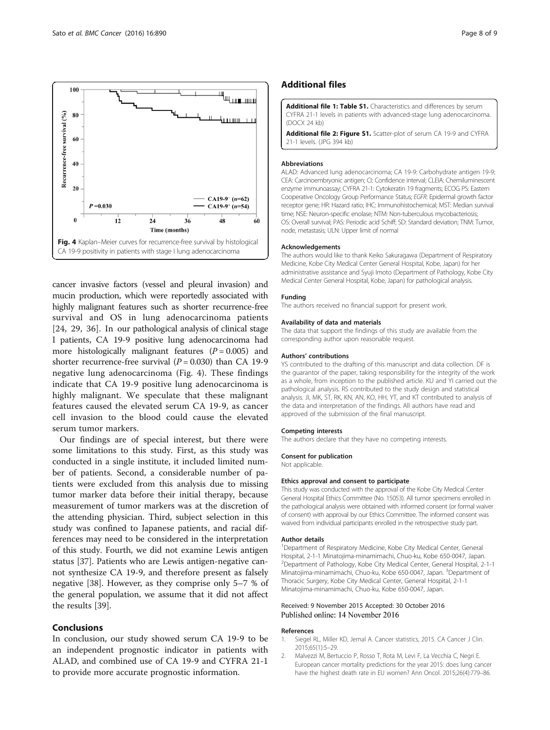100

80

60

40

20

0

Recurrence-free survival (%)

$P$ =0.030

CA19-9⁻ ($n$=62)

CA19-9⁺ ($n$=54)

12 24 36 48 60

Time (months)

**Fig. 4** Kaplan–Meier curves for recurrence-free survival by histological CA 19-9 positivity in patients with stage I lung adenocarcinoma

cancer invasive factors (vessel and pleural invasion) and mucin production, which were reportedly associated with highly malignant features such as shorter recurrence-free survival and OS in lung adenocarcinoma patients [24, 29, 36]. In our pathological analysis of clinical stage I patients, CA 19-9 positive lung adenocarcinoma had more histologically malignant features ($P = 0.005$) and shorter recurrence-free survival ($P = 0.030$) than CA 19-9 negative lung adenocarcinoma (Fig. 4). These findings indicate that CA 19-9 positive lung adenocarcinoma is highly malignant. We speculate that these malignant features caused the elevated serum CA 19-9, as cancer cell invasion to the blood could cause the elevated serum tumor markers.

Our findings are of special interest, but there were some limitations to this study. First, as this study was conducted in a single institute, it included limited number of patients. Second, a considerable number of patients were excluded from this analysis due to missing tumor marker data before their initial therapy, because measurement of tumor markers was at the discretion of the attending physician. Third, subject selection in this study was confined to Japanese patients, and racial differences may need to be considered in the interpretation of this study. Fourth, we did not examine Lewis antigen status [37]. Patients who are Lewis antigen-negative cannot synthesize CA 19-9, and therefore present as falsely negative [38]. However, as they comprise only 5–7 % of the general population, we assume that it did not affect the results [39].

## Conclusions

In conclusion, our study showed serum CA 19-9 to be an independent prognostic indicator in patients with ALAD, and combined use of CA 19-9 and CYFRA 21-1 to provide more accurate prognostic information.

## Additional files

**Additional file 1: Table S1.** Characteristics and differences by serum CYFRA 21-1 levels in patients with advanced-stage lung adenocarcinoma. (DOCX 24 kb)

**Additional file 2: Figure S1.** Scatter-plot of serum CA 19-9 and CYFRA 21-1 levels. (JPG 394 kb)

#### Abbreviations

ALAD: Advanced lung adenocarcinoma; CA 19-9: Carbohydrate antigen 19-9; CEA: Carcinoembryonic antigen; CI: Confidence interval; CLEIA: Chemiluminescent enzyme immunoassay; CYFRA 21-1: Cytokeratin 19 fragments; ECOG PS: Eastern Cooperative Oncology Group Performance Status; *EGFR*: Epidermal growth factor receptor gene; HR: Hazard ratio; IHC: Immunohistochemical; MST: Median survival time; NSE: Neuron-specific enolase; NTM: Non-tuberculous mycobacteriosis; OS: Overall survival; PAS: Periodic acid Schiff; SD: Standard deviation; TNM: Tumor, node, metastasis; ULN: Upper limit of normal

#### Acknowledgements

The authors would like to thank Keiko Sakuragawa (Department of Respiratory Medicine, Kobe City Medical Center General Hospital, Kobe, Japan) for her administrative assistance and Syuji Imoto (Department of Pathology, Kobe City Medical Center General Hospital, Kobe, Japan) for pathological analysis.

#### Funding

The authors received no financial support for present work.

#### Availability of data and materials

The data that support the findings of this study are available from the corresponding author upon reasonable request.

#### Authors' contributions

YS contributed to the drafting of this manuscript and data collection. DF is the guarantor of the paper, taking responsibility for the integrity of the work as a whole, from inception to the published article. KU and YI carried out the pathological analysis. RS contributed to the study design and statistical analysis. JI, MK, ST, RK, KN, AN, KO, HH, YT, and KT contributed to analysis of the data and interpretation of the findings. All authors have read and approved of the submission of the final manuscript.

#### Competing interests

The authors declare that they have no competing interests.

#### Consent for publication

Not applicable.

#### Ethics approval and consent to participate

This study was conducted with the approval of the Kobe City Medical Center General Hospital Ethics Committee (No. 15053). All tumor specimens enrolled in the pathological analysis were obtained with informed consent (or formal waiver of consent) with approval by our Ethics Committee. The informed consent was waived from individual participants enrolled in the retrospective study part.

#### Author details

[1]Department of Respiratory Medicine, Kobe City Medical Center, General Hospital, 2-1-1 Minatojima-minamimachi, Chuo-ku, Kobe 650-0047, Japan. [2]Department of Pathology, Kobe City Medical Center, General Hospital, 2-1-1 Minatojima-minamimachi, Chuo-ku, Kobe 650-0047, Japan. [3]Department of Thoracic Surgery, Kobe City Medical Center, General Hospital, 2-1-1 Minatojima-minamimachi, Chuo-ku, Kobe 650-0047, Japan.

Received: 9 November 2015 Accepted: 30 October 2016
Published online: 14 November 2016

#### References

1. Siegel RL, Miller KD, Jemal A. Cancer statistics, 2015. CA Cancer J Clin. 2015;65(1):5–29.
2. Malvezzi M, Bertuccio P, Rosso T, Rota M, Levi F, La Vecchia C, Negri E. European cancer mortality predictions for the year 2015: does lung cancer have the highest death rate in EU women? Ann Oncol. 2015;26(4):779–86.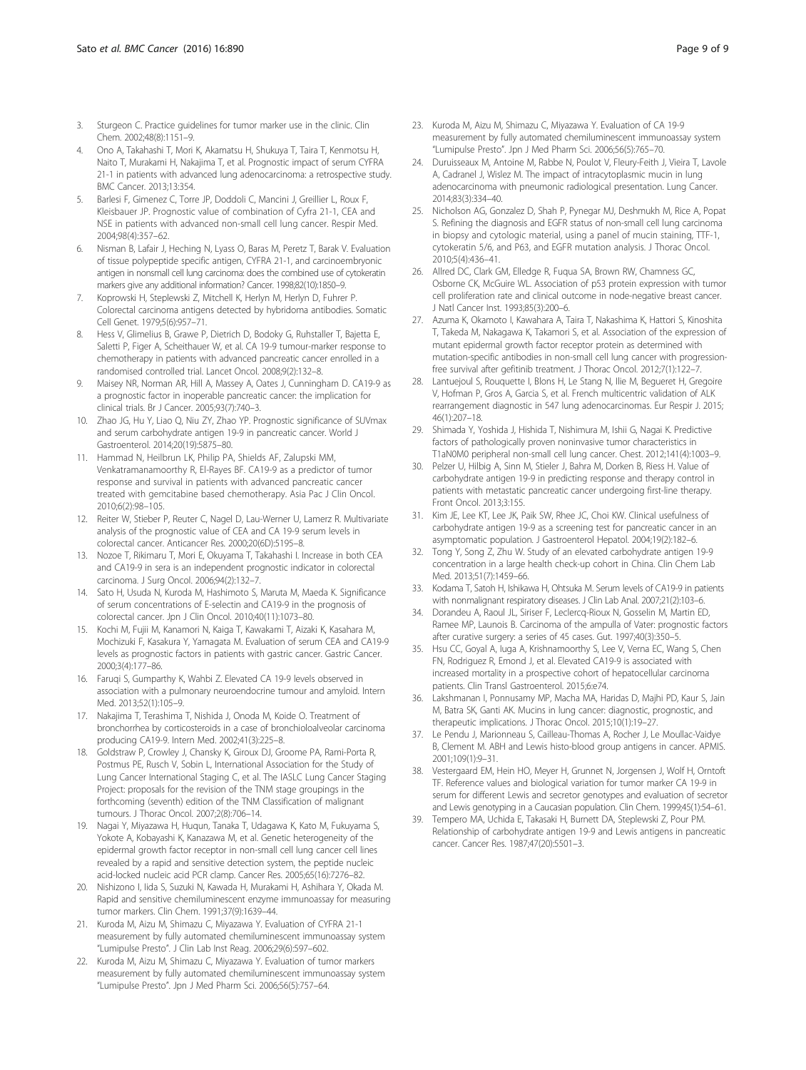3. Sturgeon C. Practice guidelines for tumor marker use in the clinic. Clin Chem. 2002;48(8):1151–9.
4. Ono A, Takahashi T, Mori K, Akamatsu H, Shukuya T, Taira T, Kenmotsu H, Naito T, Murakami H, Nakajima T, et al. Prognostic impact of serum CYFRA 21-1 in patients with advanced lung adenocarcinoma: a retrospective study. BMC Cancer. 2013;13:354.
5. Barlesi F, Gimenez C, Torre JP, Doddoli C, Mancini J, Greillier L, Roux F, Kleisbauer JP. Prognostic value of combination of Cyfra 21-1, CEA and NSE in patients with advanced non-small cell lung cancer. Respir Med. 2004;98(4):357–62.
6. Nisman B, Lafair J, Heching N, Lyass O, Baras M, Peretz T, Barak V. Evaluation of tissue polypeptide specific antigen, CYFRA 21-1, and carcinoembryonic antigen in nonsmall cell lung carcinoma: does the combined use of cytokeratin markers give any additional information? Cancer. 1998;82(10):1850–9.
7. Koprowski H, Steplewski Z, Mitchell K, Herlyn M, Herlyn D, Fuhrer P. Colorectal carcinoma antigens detected by hybridoma antibodies. Somatic Cell Genet. 1979;5(6):957–71.
8. Hess V, Glimelius B, Grawe P, Dietrich D, Bodoky G, Ruhstaller T, Bajetta E, Saletti P, Figer A, Scheithauer W, et al. CA 19-9 tumour-marker response to chemotherapy in patients with advanced pancreatic cancer enrolled in a randomised controlled trial. Lancet Oncol. 2008;9(2):132–8.
9. Maisey NR, Norman AR, Hill A, Massey A, Oates J, Cunningham D. CA19-9 as a prognostic factor in inoperable pancreatic cancer: the implication for clinical trials. Br J Cancer. 2005;93(7):740–3.
10. Zhao JG, Hu Y, Liao Q, Niu ZY, Zhao YP. Prognostic significance of SUVmax and serum carbohydrate antigen 19-9 in pancreatic cancer. World J Gastroenterol. 2014;20(19):5875–80.
11. Hammad N, Heilbrun LK, Philip PA, Shields AF, Zalupski MM, Venkatramanamoorthy R, El-Rayes BF. CA19-9 as a predictor of tumor response and survival in patients with advanced pancreatic cancer treated with gemcitabine based chemotherapy. Asia Pac J Clin Oncol. 2010;6(2):98–105.
12. Reiter W, Stieber P, Reuter C, Nagel D, Lau-Werner U, Lamerz R. Multivariate analysis of the prognostic value of CEA and CA 19-9 serum levels in colorectal cancer. Anticancer Res. 2000;20(6D):5195–8.
13. Nozoe T, Rikimaru T, Mori E, Okuyama T, Takahashi I. Increase in both CEA and CA19-9 in sera is an independent prognostic indicator in colorectal carcinoma. J Surg Oncol. 2006;94(2):132–7.
14. Sato H, Usuda N, Kuroda M, Hashimoto S, Maruta M, Maeda K. Significance of serum concentrations of E-selectin and CA19-9 in the prognosis of colorectal cancer. Jpn J Clin Oncol. 2010;40(11):1073–80.
15. Kochi M, Fujii M, Kanamori N, Kaiga T, Kawakami T, Aizaki K, Kasahara M, Mochizuki F, Kasakura Y, Yamagata M. Evaluation of serum CEA and CA19-9 levels as prognostic factors in patients with gastric cancer. Gastric Cancer. 2000;3(4):177–86.
16. Faruqi S, Gumparthy K, Wahbi Z. Elevated CA 19-9 levels observed in association with a pulmonary neuroendocrine tumour and amyloid. Intern Med. 2013;52(1):105–9.
17. Nakajima T, Terashima T, Nishida J, Onoda M, Koide O. Treatment of bronchorrhea by corticosteroids in a case of bronchioloalveolar carcinoma producing CA19-9. Intern Med. 2002;41(3):225–8.
18. Goldstraw P, Crowley J, Chansky K, Giroux DJ, Groome PA, Rami-Porta R, Postmus PE, Rusch V, Sobin L, International Association for the Study of Lung Cancer International Staging C, et al. The IASLC Lung Cancer Staging Project: proposals for the revision of the TNM stage groupings in the forthcoming (seventh) edition of the TNM Classification of malignant tumours. J Thorac Oncol. 2007;2(8):706–14.
19. Nagai Y, Miyazawa H, Huqun, Tanaka T, Udagawa K, Kato M, Fukuyama S, Yokote A, Kobayashi K, Kanazawa M, et al. Genetic heterogeneity of the epidermal growth factor receptor in non-small cell lung cancer cell lines revealed by a rapid and sensitive detection system, the peptide nucleic acid-locked nucleic acid PCR clamp. Cancer Res. 2005;65(16):7276–82.
20. Nishizono I, Iida S, Suzuki N, Kawada H, Murakami H, Ashihara Y, Okada M. Rapid and sensitive chemiluminescent enzyme immunoassay for measuring tumor markers. Clin Chem. 1991;37(9):1639–44.
21. Kuroda M, Aizu M, Shimazu C, Miyazawa Y. Evaluation of CYFRA 21-1 measurement by fully automated chemiluminescent immunoassay system "Lumipulse Presto". J Clin Lab Inst Reag. 2006;29(6):597–602.
22. Kuroda M, Aizu M, Shimazu C, Miyazawa Y. Evaluation of tumor markers measurement by fully automated chemiluminescent immunoassay system "Lumipulse Presto". Jpn J Med Pharm Sci. 2006;56(5):757–64.
23. Kuroda M, Aizu M, Shimazu C, Miyazawa Y. Evaluation of CA 19-9 measurement by fully automated chemiluminescent immunoassay system "Lumipulse Presto". Jpn J Med Pharm Sci. 2006;56(5):765–70.
24. Duruisseaux M, Antoine M, Rabbe N, Poulot V, Fleury-Feith J, Vieira T, Lavole A, Cadranel J, Wislez M. The impact of intracytoplasmic mucin in lung adenocarcinoma with pneumonic radiological presentation. Lung Cancer. 2014;83(3):334–40.
25. Nicholson AG, Gonzalez D, Shah P, Pynegar MJ, Deshmukh M, Rice A, Popat S. Refining the diagnosis and EGFR status of non-small cell lung carcinoma in biopsy and cytologic material, using a panel of mucin staining, TTF-1, cytokeratin 5/6, and P63, and EGFR mutation analysis. J Thorac Oncol. 2010;5(4):436–41.
26. Allred DC, Clark GM, Elledge R, Fuqua SA, Brown RW, Chamness GC, Osborne CK, McGuire WL. Association of p53 protein expression with tumor cell proliferation rate and clinical outcome in node-negative breast cancer. J Natl Cancer Inst. 1993;85(3):200–6.
27. Azuma K, Okamoto I, Kawahara A, Taira T, Nakashima K, Hattori S, Kinoshita T, Takeda M, Nakagawa K, Takamori S, et al. Association of the expression of mutant epidermal growth factor receptor protein as determined with mutation-specific antibodies in non-small cell lung cancer with progression-free survival after gefitinib treatment. J Thorac Oncol. 2012;7(1):122–7.
28. Lantuejoul S, Rouquette I, Blons H, Le Stang N, Ilie M, Begueret H, Gregoire V, Hofman P, Gros A, Garcia S, et al. French multicentric validation of ALK rearrangement diagnostic in 547 lung adenocarcinomas. Eur Respir J. 2015; 46(1):207–18.
29. Shimada Y, Yoshida J, Hishida T, Nishimura M, Ishii G, Nagai K. Predictive factors of pathologically proven noninvasive tumor characteristics in T1aN0M0 peripheral non-small cell lung cancer. Chest. 2012;141(4):1003–9.
30. Pelzer U, Hilbig A, Sinn M, Stieler J, Bahra M, Dorken B, Riess H. Value of carbohydrate antigen 19-9 in predicting response and therapy control in patients with metastatic pancreatic cancer undergoing first-line therapy. Front Oncol. 2013;3:155.
31. Kim JE, Lee KT, Lee JK, Paik SW, Rhee JC, Choi KW. Clinical usefulness of carbohydrate antigen 19-9 as a screening test for pancreatic cancer in an asymptomatic population. J Gastroenterol Hepatol. 2004;19(2):182–6.
32. Tong Y, Song Z, Zhu W. Study of an elevated carbohydrate antigen 19-9 concentration in a large health check-up cohort in China. Clin Chem Lab Med. 2013;51(7):1459–66.
33. Kodama T, Satoh H, Ishikawa H, Ohtsuka M. Serum levels of CA19-9 in patients with nonmalignant respiratory diseases. J Clin Lab Anal. 2007;21(2):103–6.
34. Dorandeu A, Raoul JL, Siriser F, Leclercq-Rioux N, Gosselin M, Martin ED, Ramee MP, Launois B. Carcinoma of the ampulla of Vater: prognostic factors after curative surgery: a series of 45 cases. Gut. 1997;40(3):350–5.
35. Hsu CC, Goyal A, Iuga A, Krishnamoorthy S, Lee V, Verna EC, Wang S, Chen FN, Rodriguez R, Emond J, et al. Elevated CA19-9 is associated with increased mortality in a prospective cohort of hepatocellular carcinoma patients. Clin Transl Gastroenterol. 2015;6:e74.
36. Lakshmanan I, Ponnusamy MP, Macha MA, Haridas D, Majhi PD, Kaur S, Jain M, Batra SK, Ganti AK. Mucins in lung cancer: diagnostic, prognostic, and therapeutic implications. J Thorac Oncol. 2015;10(1):19–27.
37. Le Pendu J, Marionneau S, Cailleau-Thomas A, Rocher J, Le Moullac-Vaidye B, Clement M. ABH and Lewis histo-blood group antigens in cancer. APMIS. 2001;109(1):9–31.
38. Vestergaard EM, Hein HO, Meyer H, Grunnet N, Jorgensen J, Wolf H, Orntoft TF. Reference values and biological variation for tumor marker CA 19-9 in serum for different Lewis and secretor genotypes and evaluation of secretor and Lewis genotyping in a Caucasian population. Clin Chem. 1999;45(1):54–61.
39. Tempero MA, Uchida E, Takasaki H, Burnett DA, Steplewski Z, Pour PM. Relationship of carbohydrate antigen 19-9 and Lewis antigens in pancreatic cancer. Cancer Res. 1987;47(20):5501–3.